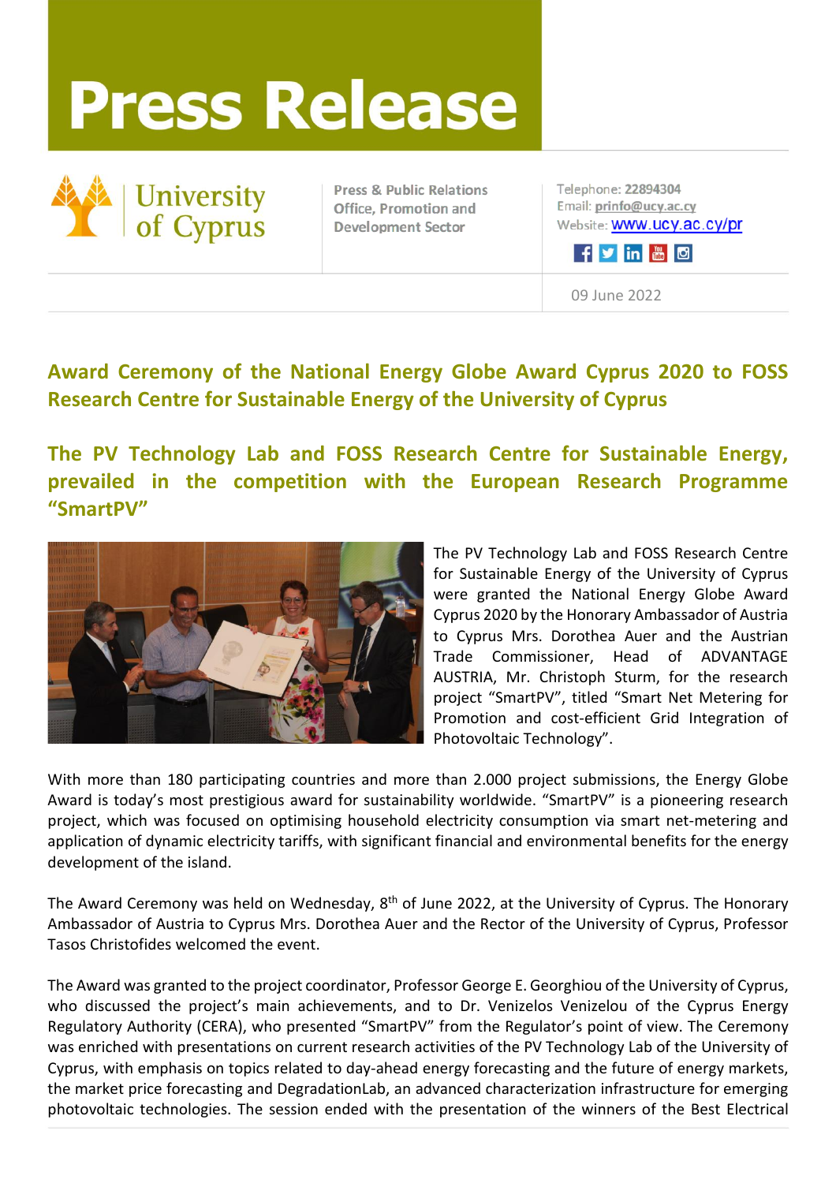# Press Release

University of Cyprus

Press & Public Relations Office, Promotion and Development Sector

Telephone: 22894304
Email: prinfo@ucy.ac.cy
Website: www.ucy.ac.cy/pr

09 June 2022

## Award Ceremony of the National Energy Globe Award Cyprus 2020 to FOSS Research Centre for Sustainable Energy of the University of Cyprus

## The PV Technology Lab and FOSS Research Centre for Sustainable Energy, prevailed in the competition with the European Research Programme "SmartPV"

The PV Technology Lab and FOSS Research Centre for Sustainable Energy of the University of Cyprus were granted the National Energy Globe Award Cyprus 2020 by the Honorary Ambassador of Austria to Cyprus Mrs. Dorothea Auer and the Austrian Trade Commissioner, Head of ADVANTAGE AUSTRIA, Mr. Christoph Sturm, for the research project "SmartPV", titled "Smart Net Metering for Promotion and cost-efficient Grid Integration of Photovoltaic Technology".

With more than 180 participating countries and more than 2.000 project submissions, the Energy Globe Award is today's most prestigious award for sustainability worldwide. "SmartPV" is a pioneering research project, which was focused on optimising household electricity consumption via smart net-metering and application of dynamic electricity tariffs, with significant financial and environmental benefits for the energy development of the island.

The Award Ceremony was held on Wednesday, 8th of June 2022, at the University of Cyprus. The Honorary Ambassador of Austria to Cyprus Mrs. Dorothea Auer and the Rector of the University of Cyprus, Professor Tasos Christofides welcomed the event.

The Award was granted to the project coordinator, Professor George E. Georghiou of the University of Cyprus, who discussed the project's main achievements, and to Dr. Venizelos Venizelou of the Cyprus Energy Regulatory Authority (CERA), who presented "SmartPV" from the Regulator's point of view. The Ceremony was enriched with presentations on current research activities of the PV Technology Lab of the University of Cyprus, with emphasis on topics related to day-ahead energy forecasting and the future of energy markets, the market price forecasting and DegradationLab, an advanced characterization infrastructure for emerging photovoltaic technologies. The session ended with the presentation of the winners of the Best Electrical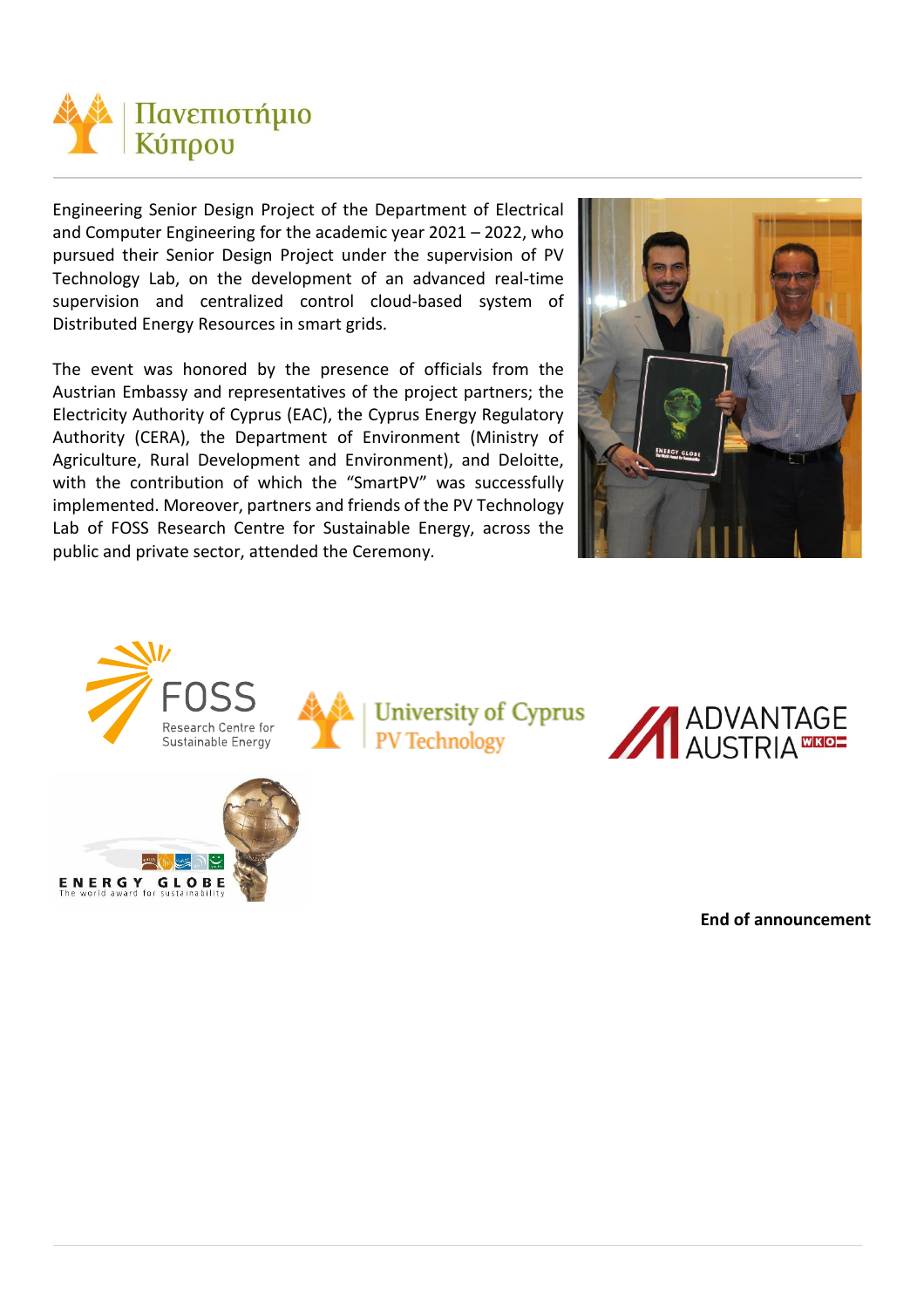Engineering Senior Design Project of the Department of Electrical and Computer Engineering for the academic year 2021 – 2022, who pursued their Senior Design Project under the supervision of PV Technology Lab, on the development of an advanced real-time supervision and centralized control cloud-based system of Distributed Energy Resources in smart grids.

The event was honored by the presence of officials from the Austrian Embassy and representatives of the project partners; the Electricity Authority of Cyprus (EAC), the Cyprus Energy Regulatory Authority (CERA), the Department of Environment (Ministry of Agriculture, Rural Development and Environment), and Deloitte, with the contribution of which the "SmartPV" was successfully implemented. Moreover, partners and friends of the PV Technology Lab of FOSS Research Centre for Sustainable Energy, across the public and private sector, attended the Ceremony.

**End of announcement**